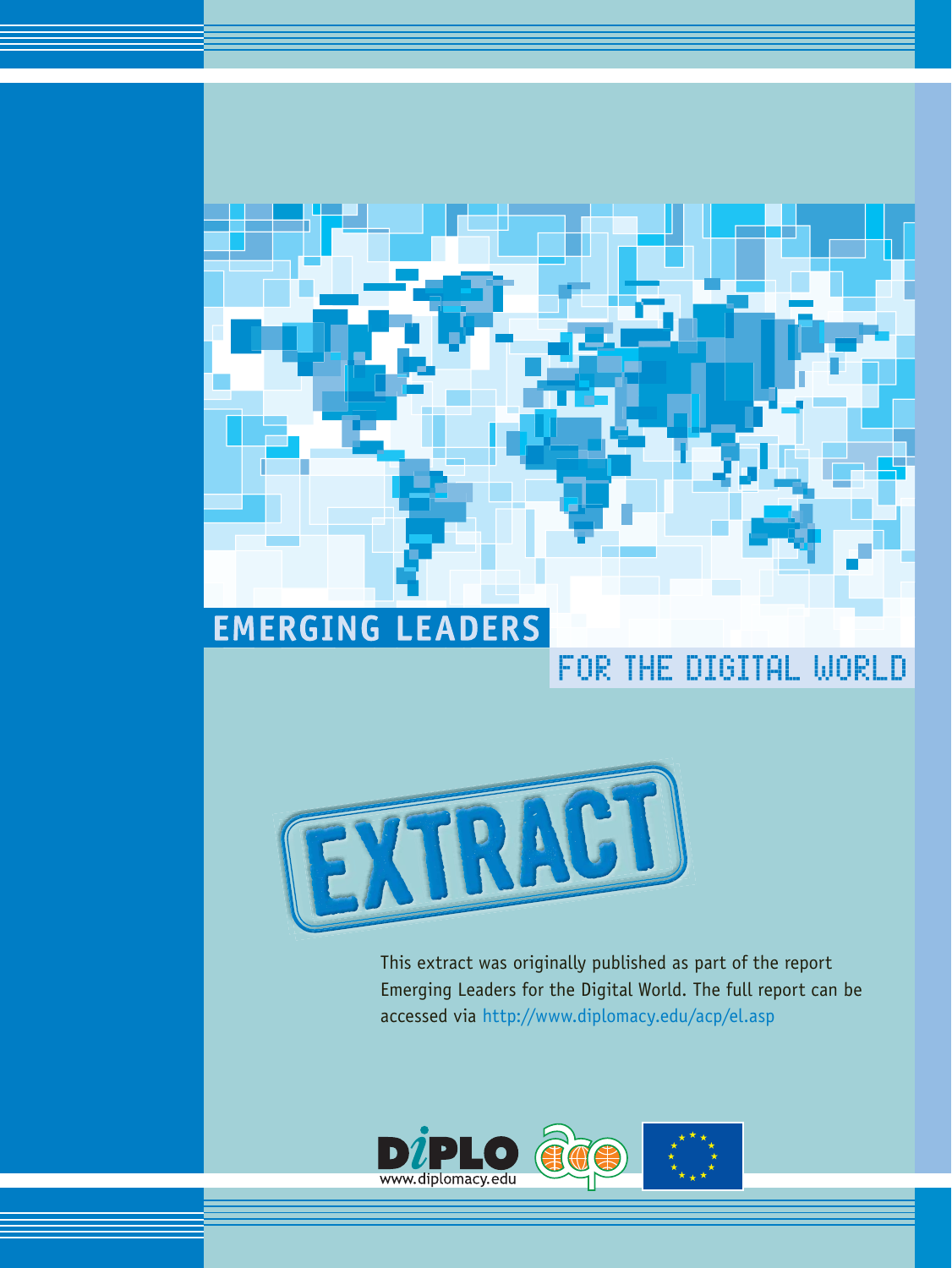# EMERGING LEADERS

## FOR THE DIGITAL WORLD

EXTRACT

This extract was originally published as part of the report Emerging Leaders for the Digital World. The full report can be accessed via http://www.diplomacy.edu/acp/el.asp

www.diplomacy.edu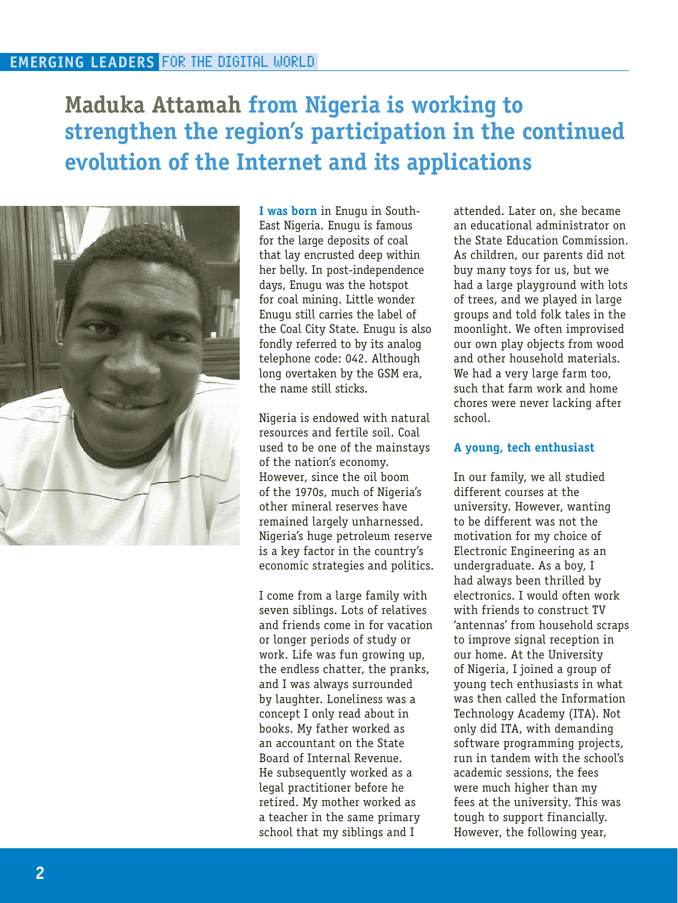# Maduka Attamah from Nigeria is working to strengthen the region's participation in the continued evolution of the Internet and its applications

**I was born** in Enugu in South-East Nigeria. Enugu is famous for the large deposits of coal that lay encrusted deep within her belly. In post-independence days, Enugu was the hotspot for coal mining. Little wonder Enugu still carries the label of the Coal City State. Enugu is also fondly referred to by its analog telephone code: 042. Although long overtaken by the GSM era, the name still sticks.

Nigeria is endowed with natural resources and fertile soil. Coal used to be one of the mainstays of the nation's economy. However, since the oil boom of the 1970s, much of Nigeria's other mineral reserves have remained largely unharnessed. Nigeria's huge petroleum reserve is a key factor in the country's economic strategies and politics.

I come from a large family with seven siblings. Lots of relatives and friends come in for vacation or longer periods of study or work. Life was fun growing up, the endless chatter, the pranks, and I was always surrounded by laughter. Loneliness was a concept I only read about in books. My father worked as an accountant on the State Board of Internal Revenue. He subsequently worked as a legal practitioner before he retired. My mother worked as a teacher in the same primary school that my siblings and I attended. Later on, she became an educational administrator on the State Education Commission. As children, our parents did not buy many toys for us, but we had a large playground with lots of trees, and we played in large groups and told folk tales in the moonlight. We often improvised our own play objects from wood and other household materials. We had a very large farm too, such that farm work and home chores were never lacking after school.

### A young, tech enthusiast

In our family, we all studied different courses at the university. However, wanting to be different was not the motivation for my choice of Electronic Engineering as an undergraduate. As a boy, I had always been thrilled by electronics. I would often work with friends to construct TV 'antennas' from household scraps to improve signal reception in our home. At the University of Nigeria, I joined a group of young tech enthusiasts in what was then called the Information Technology Academy (ITA). Not only did ITA, with demanding software programming projects, run in tandem with the school's academic sessions, the fees were much higher than my fees at the university. This was tough to support financially. However, the following year,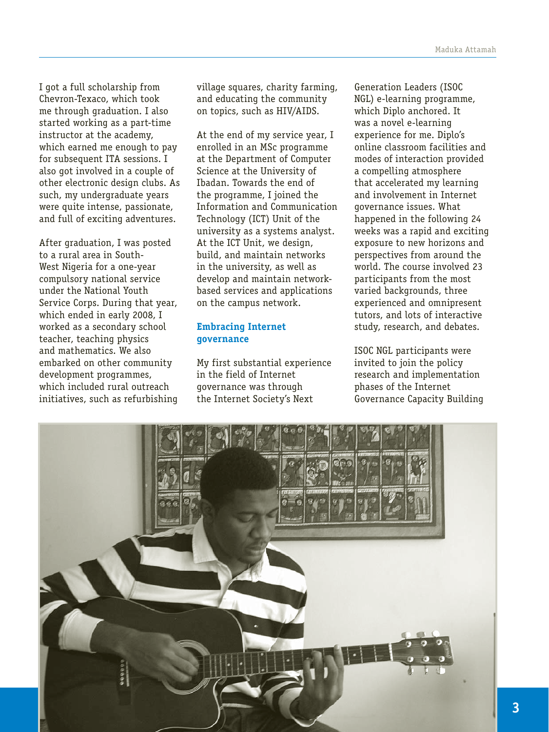I got a full scholarship from Chevron-Texaco, which took me through graduation. I also started working as a part-time instructor at the academy, which earned me enough to pay for subsequent ITA sessions. I also got involved in a couple of other electronic design clubs. As such, my undergraduate years were quite intense, passionate, and full of exciting adventures.

After graduation, I was posted to a rural area in South-West Nigeria for a one-year compulsory national service under the National Youth Service Corps. During that year, which ended in early 2008, I worked as a secondary school teacher, teaching physics and mathematics. We also embarked on other community development programmes, which included rural outreach initiatives, such as refurbishing village squares, charity farming, and educating the community on topics, such as HIV/AIDS.

At the end of my service year, I enrolled in an MSc programme at the Department of Computer Science at the University of Ibadan. Towards the end of the programme, I joined the Information and Communication Technology (ICT) Unit of the university as a systems analyst. At the ICT Unit, we design, build, and maintain networks in the university, as well as develop and maintain network-based services and applications on the campus network.

## Embracing Internet governance

My first substantial experience in the field of Internet governance was through the Internet Society's Next Generation Leaders (ISOC NGL) e-learning programme, which Diplo anchored. It was a novel e-learning experience for me. Diplo's online classroom facilities and modes of interaction provided a compelling atmosphere that accelerated my learning and involvement in Internet governance issues. What happened in the following 24 weeks was a rapid and exciting exposure to new horizons and perspectives from around the world. The course involved 23 participants from the most varied backgrounds, three experienced and omnipresent tutors, and lots of interactive study, research, and debates.

ISOC NGL participants were invited to join the policy research and implementation phases of the Internet Governance Capacity Building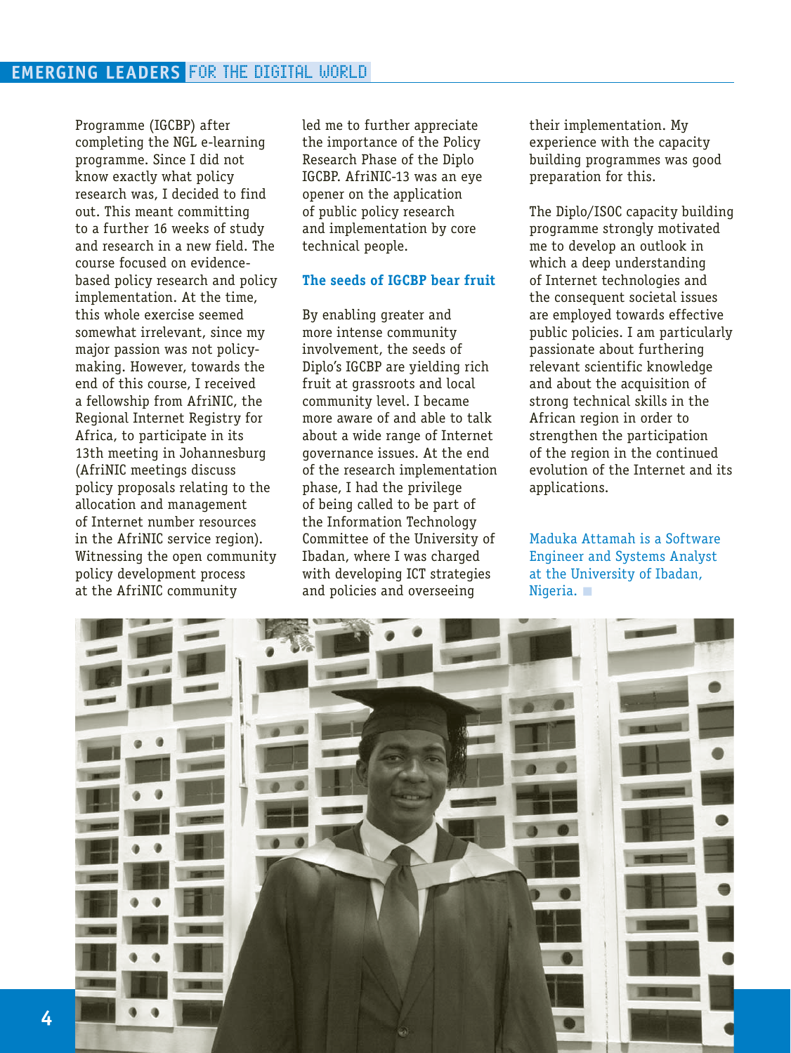Programme (IGCBP) after completing the NGL e-learning programme. Since I did not know exactly what policy research was, I decided to find out. This meant committing to a further 16 weeks of study and research in a new field. The course focused on evidence-based policy research and policy implementation. At the time, this whole exercise seemed somewhat irrelevant, since my major passion was not policy-making. However, towards the end of this course, I received a fellowship from AfriNIC, the Regional Internet Registry for Africa, to participate in its 13th meeting in Johannesburg (AfriNIC meetings discuss policy proposals relating to the allocation and management of Internet number resources in the AfriNIC service region). Witnessing the open community policy development process at the AfriNIC community led me to further appreciate the importance of the Policy Research Phase of the Diplo IGCBP. AfriNIC-13 was an eye opener on the application of public policy research and implementation by core technical people.

### The seeds of IGCBP bear fruit

By enabling greater and more intense community involvement, the seeds of Diplo's IGCBP are yielding rich fruit at grassroots and local community level. I became more aware of and able to talk about a wide range of Internet governance issues. At the end of the research implementation phase, I had the privilege of being called to be part of the Information Technology Committee of the University of Ibadan, where I was charged with developing ICT strategies and policies and overseeing their implementation. My experience with the capacity building programmes was good preparation for this.

The Diplo/ISOC capacity building programme strongly motivated me to develop an outlook in which a deep understanding of Internet technologies and the consequent societal issues are employed towards effective public policies. I am particularly passionate about furthering relevant scientific knowledge and about the acquisition of strong technical skills in the African region in order to strengthen the participation of the region in the continued evolution of the Internet and its applications.

Maduka Attamah is a Software Engineer and Systems Analyst at the University of Ibadan, Nigeria.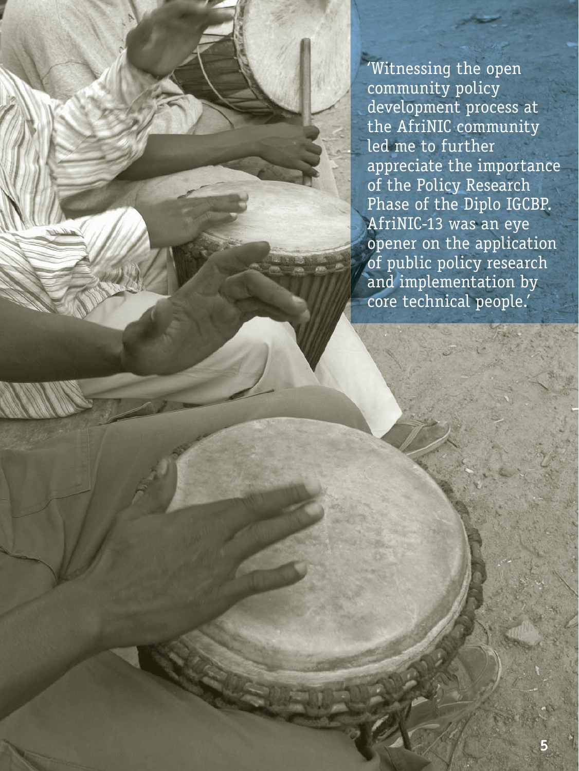'Witnessing the open community policy development process at the AfriNIC community led me to further appreciate the importance of the Policy Research Phase of the Diplo IGCBP. AfriNIC-13 was an eye opener on the application of public policy research and implementation by core technical people.'